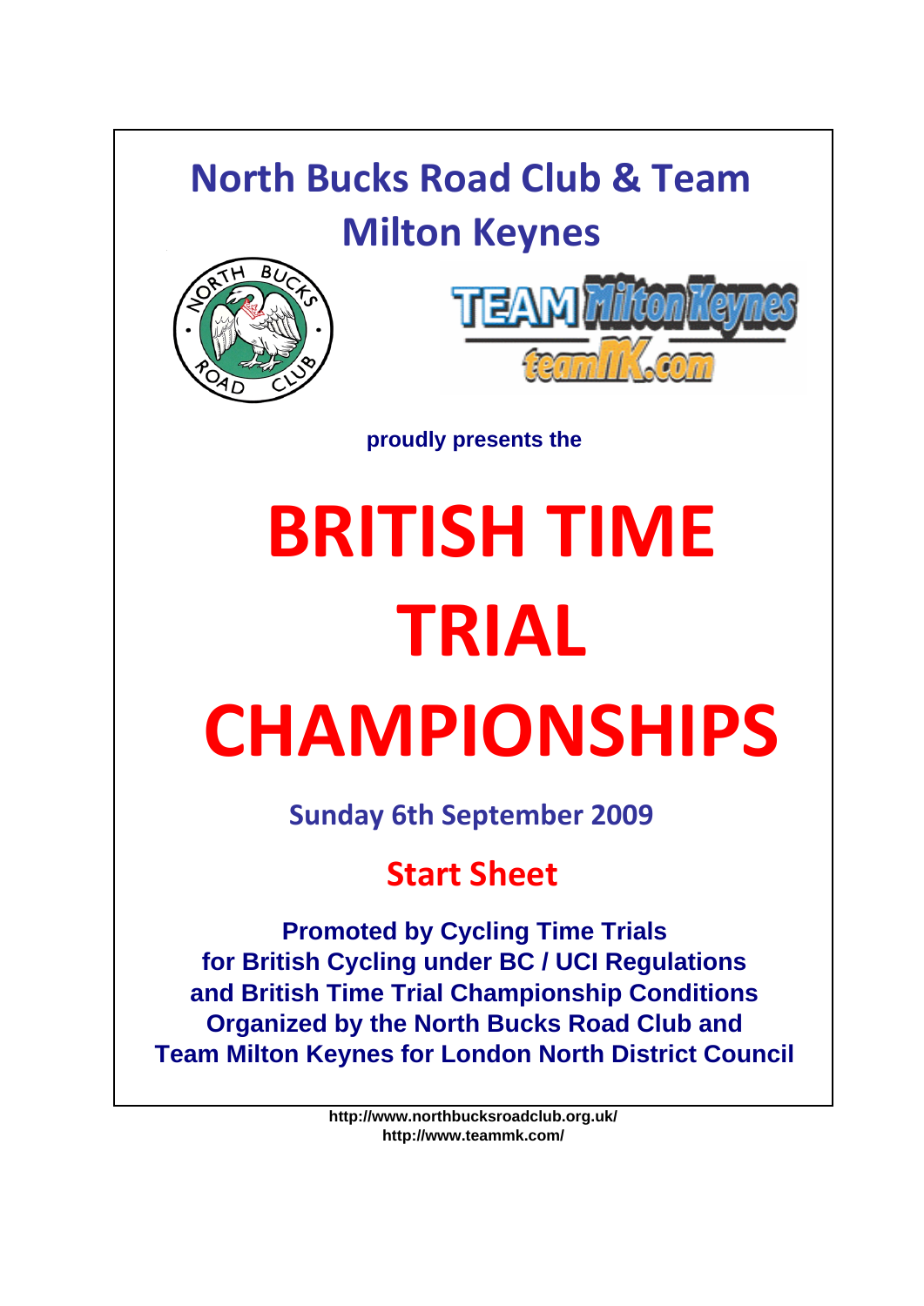# North Bucks Road Club & Team Milton Keynes

**proudly presents the**

# BRITISH TIME TRIAL CHAMPIONSHIPS

## Sunday 6th September 2009

## Start Sheet

**Promoted by Cycling Time Trials**
**for British Cycling under BC / UCI Regulations**
**and British Time Trial Championship Conditions**
**Organized by the North Bucks Road Club and**
**Team Milton Keynes for London North District Council**

**http://www.northbucksroadclub.org.uk/**
**http://www.teammk.com/**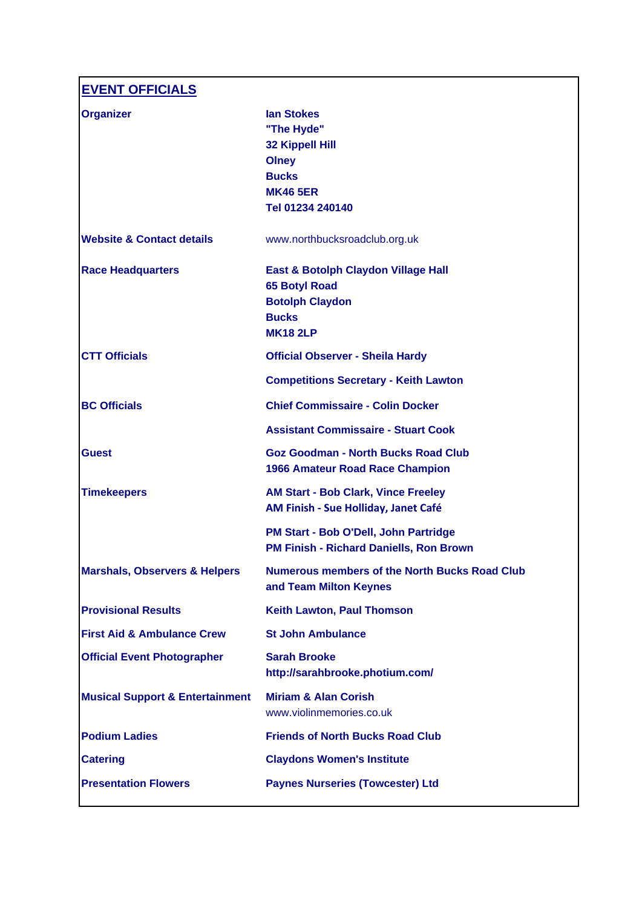## EVENT OFFICIALS

| | |
|---|---|
| **Organizer** | **Ian Stokes**<br>**"The Hyde"**<br>**32 Kippell Hill**<br>**Olney**<br>**Bucks**<br>**MK46 5ER**<br>**Tel 01234 240140** |
| **Website & Contact details** | www.northbucksroadclub.org.uk |
| **Race Headquarters** | **East & Botolph Claydon Village Hall**<br>**65 Botyl Road**<br>**Botolph Claydon**<br>**Bucks**<br>**MK18 2LP** |
| **CTT Officials** | **Official Observer - Sheila Hardy**<br>**Competitions Secretary - Keith Lawton** |
| **BC Officials** | **Chief Commissaire - Colin Docker**<br>**Assistant Commissaire - Stuart Cook** |
| **Guest** | **Goz Goodman - North Bucks Road Club**<br>**1966 Amateur Road Race Champion** |
| **Timekeepers** | **AM Start - Bob Clark, Vince Freeley**<br>**AM Finish - Sue Holliday, Janet Café**<br>**PM Start - Bob O'Dell, John Partridge**<br>**PM Finish - Richard Daniells, Ron Brown** |
| **Marshals, Observers & Helpers** | **Numerous members of the North Bucks Road Club and Team Milton Keynes** |
| **Provisional Results** | **Keith Lawton, Paul Thomson** |
| **First Aid & Ambulance Crew** | **St John Ambulance** |
| **Official Event Photographer** | **Sarah Brooke**<br>**http://sarahbrooke.photium.com/** |
| **Musical Support & Entertainment** | **Miriam & Alan Corish**<br>www.violinmemories.co.uk |
| **Podium Ladies** | **Friends of North Bucks Road Club** |
| **Catering** | **Claydons Women's Institute** |
| **Presentation Flowers** | **Paynes Nurseries (Towcester) Ltd** |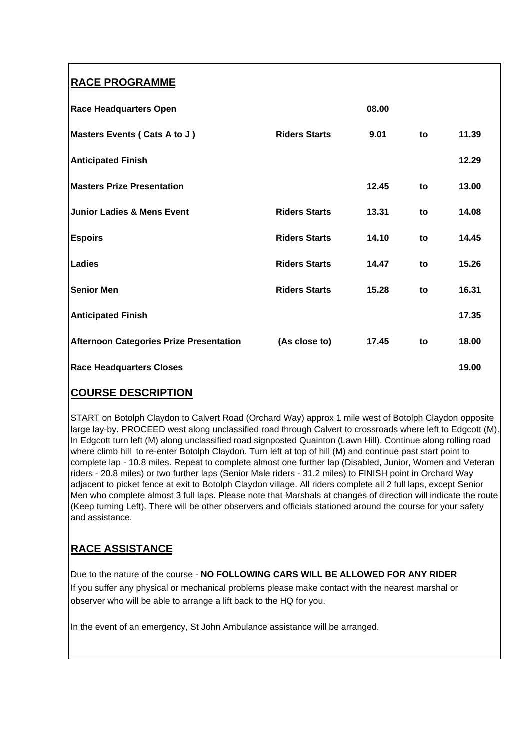## RACE PROGRAMME

| | | | | |
|---|---|---|---|---|
| **Race Headquarters Open** | | **08.00** | | |
| **Masters Events ( Cats A to J )** | **Riders Starts** | **9.01** | **to** | **11.39** |
| **Anticipated Finish** | | | | **12.29** |
| **Masters Prize Presentation** | | **12.45** | **to** | **13.00** |
| **Junior Ladies & Mens Event** | **Riders Starts** | **13.31** | **to** | **14.08** |
| **Espoirs** | **Riders Starts** | **14.10** | **to** | **14.45** |
| **Ladies** | **Riders Starts** | **14.47** | **to** | **15.26** |
| **Senior Men** | **Riders Starts** | **15.28** | **to** | **16.31** |
| **Anticipated Finish** | | | | **17.35** |
| **Afternoon Categories Prize Presentation** | **(As close to)** | **17.45** | **to** | **18.00** |
| **Race Headquarters Closes** | | | | **19.00** |

## COURSE DESCRIPTION

START on Botolph Claydon to Calvert Road (Orchard Way) approx 1 mile west of Botolph Claydon opposite large lay-by. PROCEED west along unclassified road through Calvert to crossroads where left to Edgcott (M). In Edgcott turn left (M) along unclassified road signposted Quainton (Lawn Hill). Continue along rolling road where climb hill to re-enter Botolph Claydon. Turn left at top of hill (M) and continue past start point to complete lap - 10.8 miles. Repeat to complete almost one further lap (Disabled, Junior, Women and Veteran riders - 20.8 miles) or two further laps (Senior Male riders - 31.2 miles) to FINISH point in Orchard Way adjacent to picket fence at exit to Botolph Claydon village. All riders complete all 2 full laps, except Senior Men who complete almost 3 full laps. Please note that Marshals at changes of direction will indicate the route (Keep turning Left). There will be other observers and officials stationed around the course for your safety and assistance.

## RACE ASSISTANCE

Due to the nature of the course - **NO FOLLOWING CARS WILL BE ALLOWED FOR ANY RIDER**

If you suffer any physical or mechanical problems please make contact with the nearest marshal or observer who will be able to arrange a lift back to the HQ for you.

In the event of an emergency, St John Ambulance assistance will be arranged.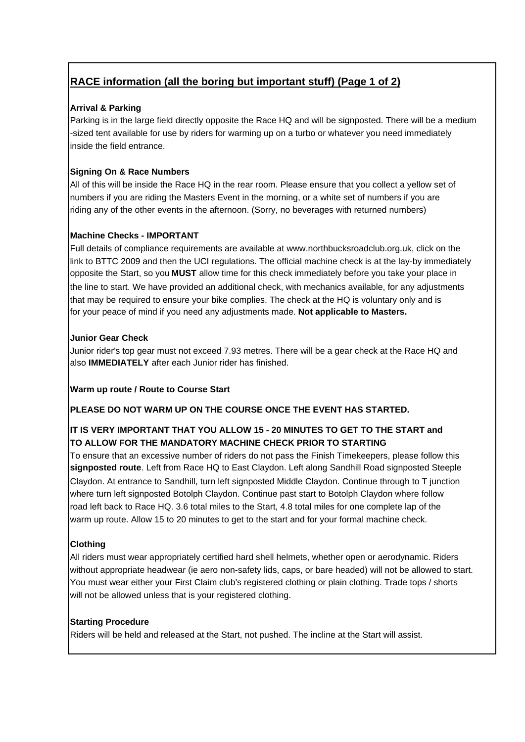## RACE information (all the boring but important stuff) (Page 1 of 2)

**Arrival & Parking**

Parking is in the large field directly opposite the Race HQ and will be signposted. There will be a medium -sized tent available for use by riders for warming up on a turbo or whatever you need immediately inside the field entrance.

**Signing On & Race Numbers**

All of this will be inside the Race HQ in the rear room. Please ensure that you collect a yellow set of numbers if you are riding the Masters Event in the morning, or a white set of numbers if you are riding any of the other events in the afternoon. (Sorry, no beverages with returned numbers)

**Machine Checks - IMPORTANT**

Full details of compliance requirements are available at www.northbucksroadclub.org.uk, click on the link to BTTC 2009 and then the UCI regulations. The official machine check is at the lay-by immediately opposite the Start, so you **MUST** allow time for this check immediately before you take your place in the line to start. We have provided an additional check, with mechanics available, for any adjustments that may be required to ensure your bike complies. The check at the HQ is voluntary only and is for your peace of mind if you need any adjustments made. **Not applicable to Masters.**

**Junior Gear Check**

Junior rider's top gear must not exceed 7.93 metres. There will be a gear check at the Race HQ and also **IMMEDIATELY** after each Junior rider has finished.

**Warm up route / Route to Course Start**

**PLEASE DO NOT WARM UP ON THE COURSE ONCE THE EVENT HAS STARTED.**

**IT IS VERY IMPORTANT THAT YOU ALLOW 15 - 20 MINUTES TO GET TO THE START and TO ALLOW FOR THE MANDATORY MACHINE CHECK PRIOR TO STARTING**

To ensure that an excessive number of riders do not pass the Finish Timekeepers, please follow this **signposted route**. Left from Race HQ to East Claydon. Left along Sandhill Road signposted Steeple Claydon. At entrance to Sandhill, turn left signposted Middle Claydon. Continue through to T junction where turn left signposted Botolph Claydon. Continue past start to Botolph Claydon where follow road left back to Race HQ. 3.6 total miles to the Start, 4.8 total miles for one complete lap of the warm up route. Allow 15 to 20 minutes to get to the start and for your formal machine check.

**Clothing**

All riders must wear appropriately certified hard shell helmets, whether open or aerodynamic. Riders without appropriate headwear (ie aero non-safety lids, caps, or bare headed) will not be allowed to start. You must wear either your First Claim club's registered clothing or plain clothing. Trade tops / shorts will not be allowed unless that is your registered clothing.

**Starting Procedure**

Riders will be held and released at the Start, not pushed. The incline at the Start will assist.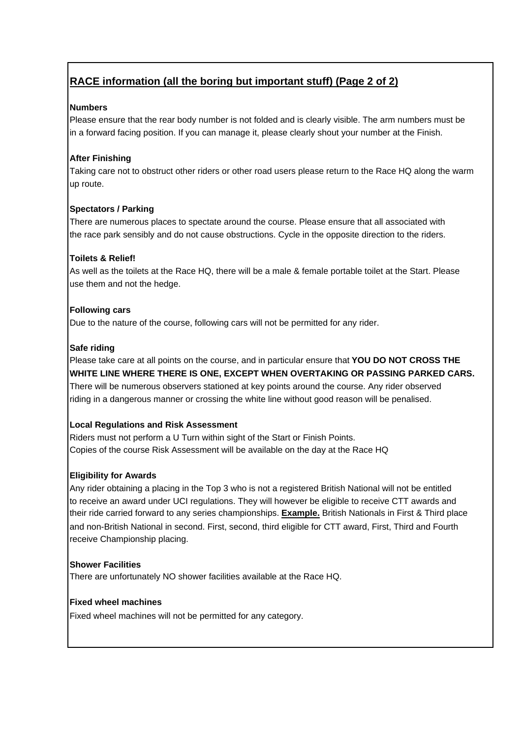## RACE information (all the boring but important stuff) (Page 2 of 2)

**Numbers**

Please ensure that the rear body number is not folded and is clearly visible. The arm numbers must be in a forward facing position. If you can manage it, please clearly shout your number at the Finish.

**After Finishing**

Taking care not to obstruct other riders or other road users please return to the Race HQ along the warm up route.

**Spectators / Parking**

There are numerous places to spectate around the course. Please ensure that all associated with the race park sensibly and do not cause obstructions. Cycle in the opposite direction to the riders.

**Toilets & Relief!**

As well as the toilets at the Race HQ, there will be a male & female portable toilet at the Start. Please use them and not the hedge.

**Following cars**

Due to the nature of the course, following cars will not be permitted for any rider.

**Safe riding**

Please take care at all points on the course, and in particular ensure that **YOU DO NOT CROSS THE WHITE LINE WHERE THERE IS ONE, EXCEPT WHEN OVERTAKING OR PASSING PARKED CARS.** There will be numerous observers stationed at key points around the course. Any rider observed riding in a dangerous manner or crossing the white line without good reason will be penalised.

**Local Regulations and Risk Assessment**

Riders must not perform a U Turn within sight of the Start or Finish Points.
Copies of the course Risk Assessment will be available on the day at the Race HQ

**Eligibility for Awards**

Any rider obtaining a placing in the Top 3 who is not a registered British National will not be entitled to receive an award under UCI regulations. They will however be eligible to receive CTT awards and their ride carried forward to any series championships. **Example.** British Nationals in First & Third place and non-British National in second. First, second, third eligible for CTT award, First, Third and Fourth receive Championship placing.

**Shower Facilities**

There are unfortunately NO shower facilities available at the Race HQ.

**Fixed wheel machines**

Fixed wheel machines will not be permitted for any category.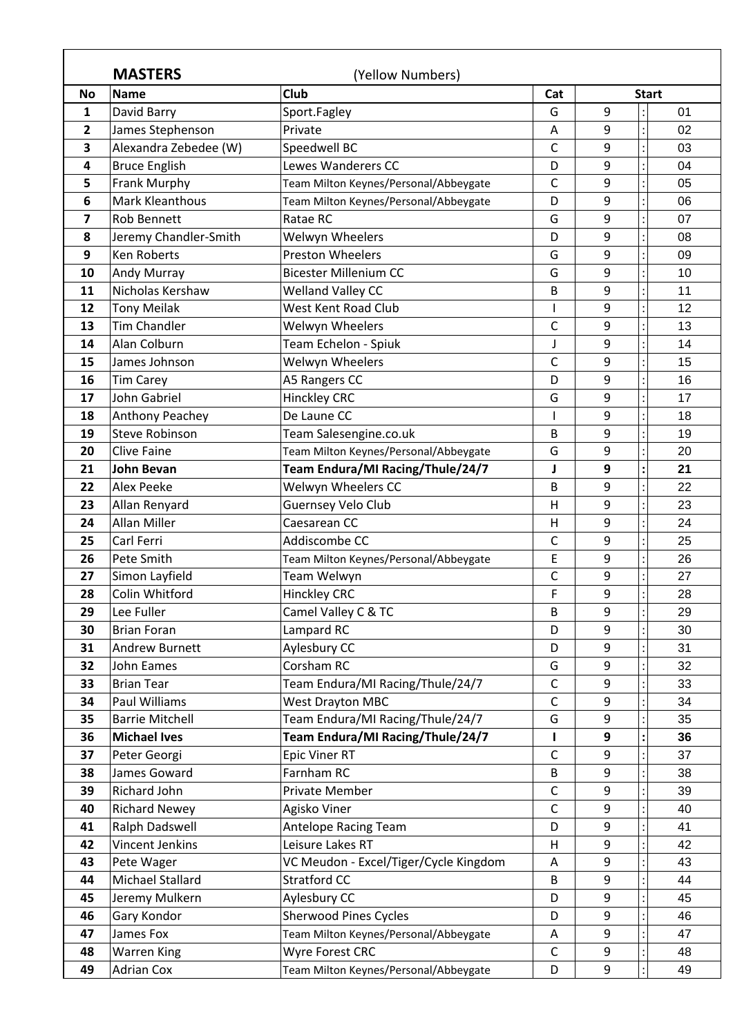**MASTERS** (Yellow Numbers)

| No | Name | Club | Cat | Start | | |
|---|---|---|---|---|---|---|
| 1 | David Barry | Sport.Fagley | G | 9 | : | 01 |
| 2 | James Stephenson | Private | A | 9 | : | 02 |
| 3 | Alexandra Zebedee (W) | Speedwell BC | C | 9 | : | 03 |
| 4 | Bruce English | Lewes Wanderers CC | D | 9 | : | 04 |
| 5 | Frank Murphy | Team Milton Keynes/Personal/Abbeygate | C | 9 | : | 05 |
| 6 | Mark Kleanthous | Team Milton Keynes/Personal/Abbeygate | D | 9 | : | 06 |
| 7 | Rob Bennett | Ratae RC | G | 9 | : | 07 |
| 8 | Jeremy Chandler-Smith | Welwyn Wheelers | D | 9 | : | 08 |
| 9 | Ken Roberts | Preston Wheelers | G | 9 | : | 09 |
| 10 | Andy Murray | Bicester Millenium CC | G | 9 | : | 10 |
| 11 | Nicholas Kershaw | Welland Valley CC | B | 9 | : | 11 |
| 12 | Tony Meilak | West Kent Road Club | I | 9 | : | 12 |
| 13 | Tim Chandler | Welwyn Wheelers | C | 9 | : | 13 |
| 14 | Alan Colburn | Team Echelon - Spiuk | J | 9 | : | 14 |
| 15 | James Johnson | Welwyn Wheelers | C | 9 | : | 15 |
| 16 | Tim Carey | A5 Rangers CC | D | 9 | : | 16 |
| 17 | John Gabriel | Hinckley CRC | G | 9 | : | 17 |
| 18 | Anthony Peachey | De Laune CC | I | 9 | : | 18 |
| 19 | Steve Robinson | Team Salesengine.co.uk | B | 9 | : | 19 |
| 20 | Clive Faine | Team Milton Keynes/Personal/Abbeygate | G | 9 | : | 20 |
| **21** | **John Bevan** | **Team Endura/MI Racing/Thule/24/7** | **J** | **9** | **:** | **21** |
| 22 | Alex Peeke | Welwyn Wheelers CC | B | 9 | : | 22 |
| 23 | Allan Renyard | Guernsey Velo Club | H | 9 | : | 23 |
| 24 | Allan Miller | Caesarean CC | H | 9 | : | 24 |
| 25 | Carl Ferri | Addiscombe CC | C | 9 | : | 25 |
| 26 | Pete Smith | Team Milton Keynes/Personal/Abbeygate | E | 9 | : | 26 |
| 27 | Simon Layfield | Team Welwyn | C | 9 | : | 27 |
| 28 | Colin Whitford | Hinckley CRC | F | 9 | : | 28 |
| 29 | Lee Fuller | Camel Valley C & TC | B | 9 | : | 29 |
| 30 | Brian Foran | Lampard RC | D | 9 | : | 30 |
| 31 | Andrew Burnett | Aylesbury CC | D | 9 | : | 31 |
| 32 | John Eames | Corsham RC | G | 9 | : | 32 |
| 33 | Brian Tear | Team Endura/MI Racing/Thule/24/7 | C | 9 | : | 33 |
| 34 | Paul Williams | West Drayton MBC | C | 9 | : | 34 |
| 35 | Barrie Mitchell | Team Endura/MI Racing/Thule/24/7 | G | 9 | : | 35 |
| **36** | **Michael Ives** | **Team Endura/MI Racing/Thule/24/7** | **I** | **9** | **:** | **36** |
| 37 | Peter Georgi | Epic Viner RT | C | 9 | : | 37 |
| 38 | James Goward | Farnham RC | B | 9 | : | 38 |
| 39 | Richard John | Private Member | C | 9 | : | 39 |
| 40 | Richard Newey | Agisko Viner | C | 9 | : | 40 |
| 41 | Ralph Dadswell | Antelope Racing Team | D | 9 | : | 41 |
| 42 | Vincent Jenkins | Leisure Lakes RT | H | 9 | : | 42 |
| 43 | Pete Wager | VC Meudon - Excel/Tiger/Cycle Kingdom | A | 9 | : | 43 |
| 44 | Michael Stallard | Stratford CC | B | 9 | : | 44 |
| 45 | Jeremy Mulkern | Aylesbury CC | D | 9 | : | 45 |
| 46 | Gary Kondor | Sherwood Pines Cycles | D | 9 | : | 46 |
| 47 | James Fox | Team Milton Keynes/Personal/Abbeygate | A | 9 | : | 47 |
| 48 | Warren King | Wyre Forest CRC | C | 9 | : | 48 |
| 49 | Adrian Cox | Team Milton Keynes/Personal/Abbeygate | D | 9 | : | 49 |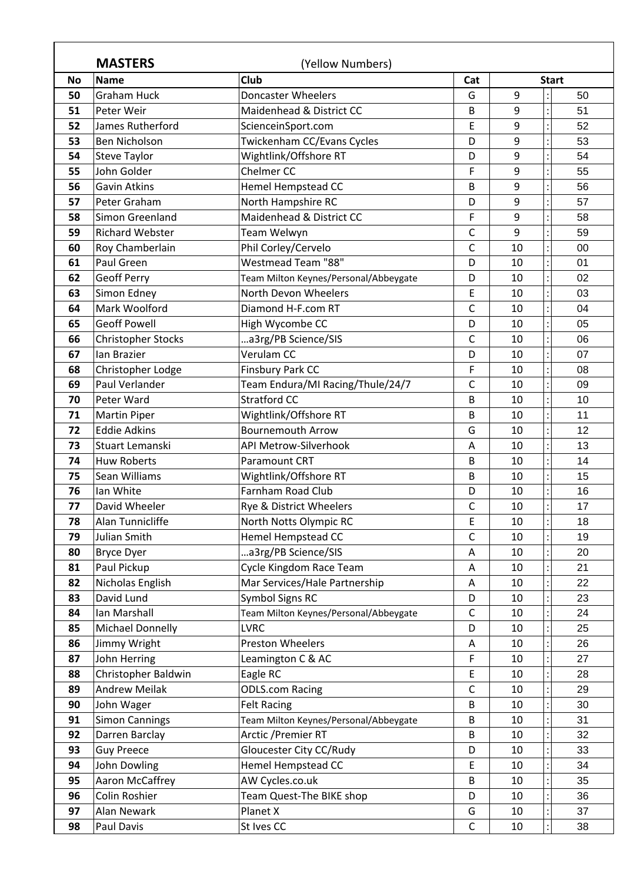## MASTERS (Yellow Numbers)

| No | Name | Club | Cat | Start | | |
|---|---|---|---|---|---|---|
| 50 | Graham Huck | Doncaster Wheelers | G | 9 | : | 50 |
| 51 | Peter Weir | Maidenhead & District CC | B | 9 | : | 51 |
| 52 | James Rutherford | ScienceinSport.com | E | 9 | : | 52 |
| 53 | Ben Nicholson | Twickenham CC/Evans Cycles | D | 9 | : | 53 |
| 54 | Steve Taylor | Wightlink/Offshore RT | D | 9 | : | 54 |
| 55 | John Golder | Chelmer CC | F | 9 | : | 55 |
| 56 | Gavin Atkins | Hemel Hempstead CC | B | 9 | : | 56 |
| 57 | Peter Graham | North Hampshire RC | D | 9 | : | 57 |
| 58 | Simon Greenland | Maidenhead & District CC | F | 9 | : | 58 |
| 59 | Richard Webster | Team Welwyn | C | 9 | : | 59 |
| 60 | Roy Chamberlain | Phil Corley/Cervelo | C | 10 | : | 00 |
| 61 | Paul Green | Westmead Team "88" | D | 10 | : | 01 |
| 62 | Geoff Perry | Team Milton Keynes/Personal/Abbeygate | D | 10 | : | 02 |
| 63 | Simon Edney | North Devon Wheelers | E | 10 | : | 03 |
| 64 | Mark Woolford | Diamond H-F.com RT | C | 10 | : | 04 |
| 65 | Geoff Powell | High Wycombe CC | D | 10 | : | 05 |
| 66 | Christopher Stocks | …a3rg/PB Science/SIS | C | 10 | : | 06 |
| 67 | Ian Brazier | Verulam CC | D | 10 | : | 07 |
| 68 | Christopher Lodge | Finsbury Park CC | F | 10 | : | 08 |
| 69 | Paul Verlander | Team Endura/MI Racing/Thule/24/7 | C | 10 | : | 09 |
| 70 | Peter Ward | Stratford CC | B | 10 | : | 10 |
| 71 | Martin Piper | Wightlink/Offshore RT | B | 10 | : | 11 |
| 72 | Eddie Adkins | Bournemouth Arrow | G | 10 | : | 12 |
| 73 | Stuart Lemanski | API Metrow-Silverhook | A | 10 | : | 13 |
| 74 | Huw Roberts | Paramount CRT | B | 10 | : | 14 |
| 75 | Sean Williams | Wightlink/Offshore RT | B | 10 | : | 15 |
| 76 | Ian White | Farnham Road Club | D | 10 | : | 16 |
| 77 | David Wheeler | Rye & District Wheelers | C | 10 | : | 17 |
| 78 | Alan Tunnicliffe | North Notts Olympic RC | E | 10 | : | 18 |
| 79 | Julian Smith | Hemel Hempstead CC | C | 10 | : | 19 |
| 80 | Bryce Dyer | …a3rg/PB Science/SIS | A | 10 | : | 20 |
| 81 | Paul Pickup | Cycle Kingdom Race Team | A | 10 | : | 21 |
| 82 | Nicholas English | Mar Services/Hale Partnership | A | 10 | : | 22 |
| 83 | David Lund | Symbol Signs RC | D | 10 | : | 23 |
| 84 | Ian Marshall | Team Milton Keynes/Personal/Abbeygate | C | 10 | : | 24 |
| 85 | Michael Donnelly | LVRC | D | 10 | : | 25 |
| 86 | Jimmy Wright | Preston Wheelers | A | 10 | : | 26 |
| 87 | John Herring | Leamington C & AC | F | 10 | : | 27 |
| 88 | Christopher Baldwin | Eagle RC | E | 10 | : | 28 |
| 89 | Andrew Meilak | ODLS.com Racing | C | 10 | : | 29 |
| 90 | John Wager | Felt Racing | B | 10 | : | 30 |
| 91 | Simon Cannings | Team Milton Keynes/Personal/Abbeygate | B | 10 | : | 31 |
| 92 | Darren Barclay | Arctic /Premier RT | B | 10 | : | 32 |
| 93 | Guy Preece | Gloucester City CC/Rudy | D | 10 | : | 33 |
| 94 | John Dowling | Hemel Hempstead CC | E | 10 | : | 34 |
| 95 | Aaron McCaffrey | AW Cycles.co.uk | B | 10 | : | 35 |
| 96 | Colin Roshier | Team Quest-The BIKE shop | D | 10 | : | 36 |
| 97 | Alan Newark | Planet X | G | 10 | : | 37 |
| 98 | Paul Davis | St Ives CC | C | 10 | : | 38 |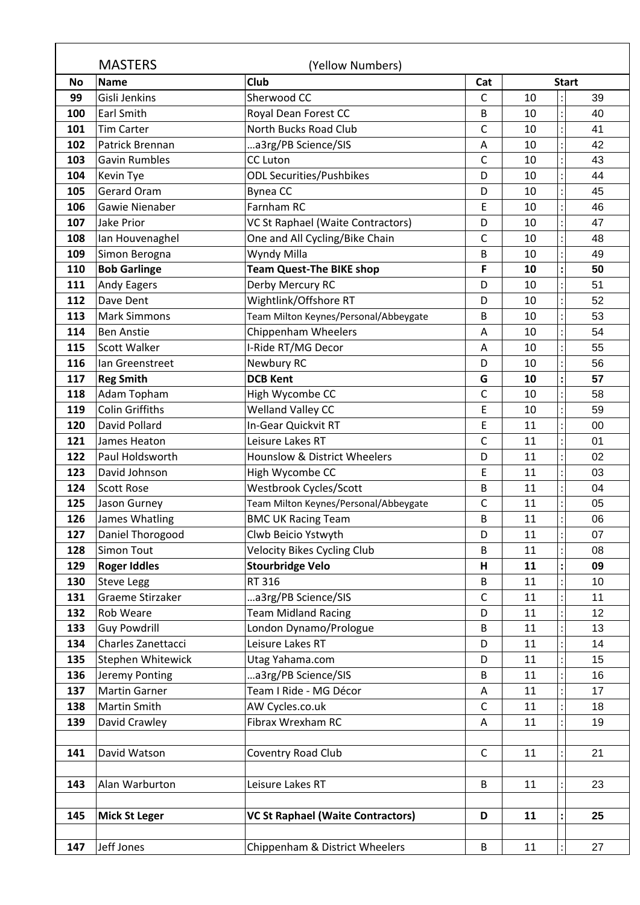## MASTERS (Yellow Numbers)

| No | Name | Club | Cat | Start | | |
|---|---|---|---|---|---|---|
| 99 | Gisli Jenkins | Sherwood CC | C | 10 | : | 39 |
| 100 | Earl Smith | Royal Dean Forest CC | B | 10 | : | 40 |
| 101 | Tim Carter | North Bucks Road Club | C | 10 | : | 41 |
| 102 | Patrick Brennan | …a3rg/PB Science/SIS | A | 10 | : | 42 |
| 103 | Gavin Rumbles | CC Luton | C | 10 | : | 43 |
| 104 | Kevin Tye | ODL Securities/Pushbikes | D | 10 | : | 44 |
| 105 | Gerard Oram | Bynea CC | D | 10 | : | 45 |
| 106 | Gawie Nienaber | Farnham RC | E | 10 | : | 46 |
| 107 | Jake Prior | VC St Raphael (Waite Contractors) | D | 10 | : | 47 |
| 108 | Ian Houvenaghel | One and All Cycling/Bike Chain | C | 10 | : | 48 |
| 109 | Simon Berogna | Wyndy Milla | B | 10 | : | 49 |
| **110** | **Bob Garlinge** | **Team Quest-The BIKE shop** | **F** | **10** | **:** | **50** |
| 111 | Andy Eagers | Derby Mercury RC | D | 10 | : | 51 |
| 112 | Dave Dent | Wightlink/Offshore RT | D | 10 | : | 52 |
| 113 | Mark Simmons | Team Milton Keynes/Personal/Abbeygate | B | 10 | : | 53 |
| 114 | Ben Anstie | Chippenham Wheelers | A | 10 | : | 54 |
| 115 | Scott Walker | I-Ride RT/MG Decor | A | 10 | : | 55 |
| 116 | Ian Greenstreet | Newbury RC | D | 10 | : | 56 |
| **117** | **Reg Smith** | **DCB Kent** | **G** | **10** | **:** | **57** |
| 118 | Adam Topham | High Wycombe CC | C | 10 | : | 58 |
| 119 | Colin Griffiths | Welland Valley CC | E | 10 | : | 59 |
| 120 | David Pollard | In-Gear Quickvit RT | E | 11 | : | 00 |
| 121 | James Heaton | Leisure Lakes RT | C | 11 | : | 01 |
| 122 | Paul Holdsworth | Hounslow & District Wheelers | D | 11 | : | 02 |
| 123 | David Johnson | High Wycombe CC | E | 11 | : | 03 |
| 124 | Scott Rose | Westbrook Cycles/Scott | B | 11 | : | 04 |
| 125 | Jason Gurney | Team Milton Keynes/Personal/Abbeygate | C | 11 | : | 05 |
| 126 | James Whatling | BMC UK Racing Team | B | 11 | : | 06 |
| 127 | Daniel Thorogood | Clwb Beicio Ystwyth | D | 11 | : | 07 |
| 128 | Simon Tout | Velocity Bikes Cycling Club | B | 11 | : | 08 |
| **129** | **Roger Iddles** | **Stourbridge Velo** | **H** | **11** | **:** | **09** |
| 130 | Steve Legg | RT 316 | B | 11 | : | 10 |
| 131 | Graeme Stirzaker | …a3rg/PB Science/SIS | C | 11 | : | 11 |
| 132 | Rob Weare | Team Midland Racing | D | 11 | : | 12 |
| 133 | Guy Powdrill | London Dynamo/Prologue | B | 11 | : | 13 |
| 134 | Charles Zanettacci | Leisure Lakes RT | D | 11 | : | 14 |
| 135 | Stephen Whitewick | Utag Yahama.com | D | 11 | : | 15 |
| 136 | Jeremy Ponting | …a3rg/PB Science/SIS | B | 11 | : | 16 |
| 137 | Martin Garner | Team I Ride - MG Décor | A | 11 | : | 17 |
| 138 | Martin Smith | AW Cycles.co.uk | C | 11 | : | 18 |
| 139 | David Crawley | Fibrax Wrexham RC | A | 11 | : | 19 |
| | | | | | | |
| 141 | David Watson | Coventry Road Club | C | 11 | : | 21 |
| | | | | | | |
| 143 | Alan Warburton | Leisure Lakes RT | B | 11 | : | 23 |
| | | | | | | |
| **145** | **Mick St Leger** | **VC St Raphael (Waite Contractors)** | **D** | **11** | **:** | **25** |
| | | | | | | |
| 147 | Jeff Jones | Chippenham & District Wheelers | B | 11 | : | 27 |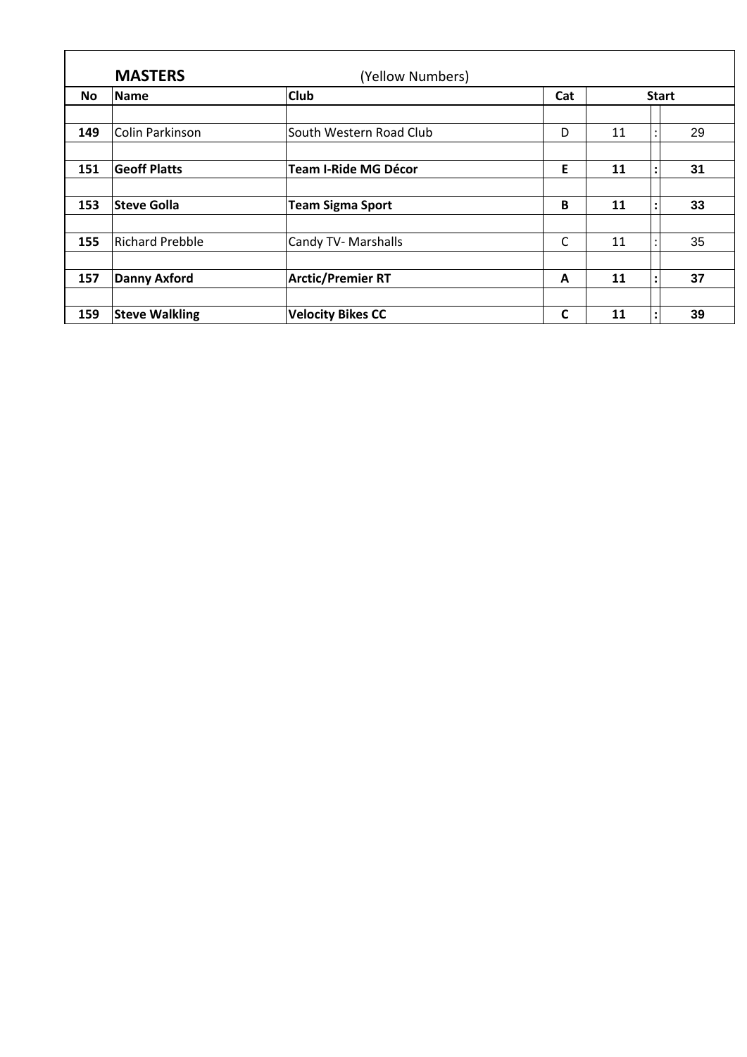## MASTERS (Yellow Numbers)

| No | Name | Club | Cat | Start | | |
|---|---|---|---|---|---|---|
| 149 | Colin Parkinson | South Western Road Club | D | 11 | : | 29 |
| **151** | **Geoff Platts** | **Team I-Ride MG Décor** | **E** | **11** | **:** | **31** |
| **153** | **Steve Golla** | **Team Sigma Sport** | **B** | **11** | **:** | **33** |
| 155 | Richard Prebble | Candy TV- Marshalls | C | 11 | : | 35 |
| **157** | **Danny Axford** | **Arctic/Premier RT** | **A** | **11** | **:** | **37** |
| **159** | **Steve Walkling** | **Velocity Bikes CC** | **C** | **11** | **:** | **39** |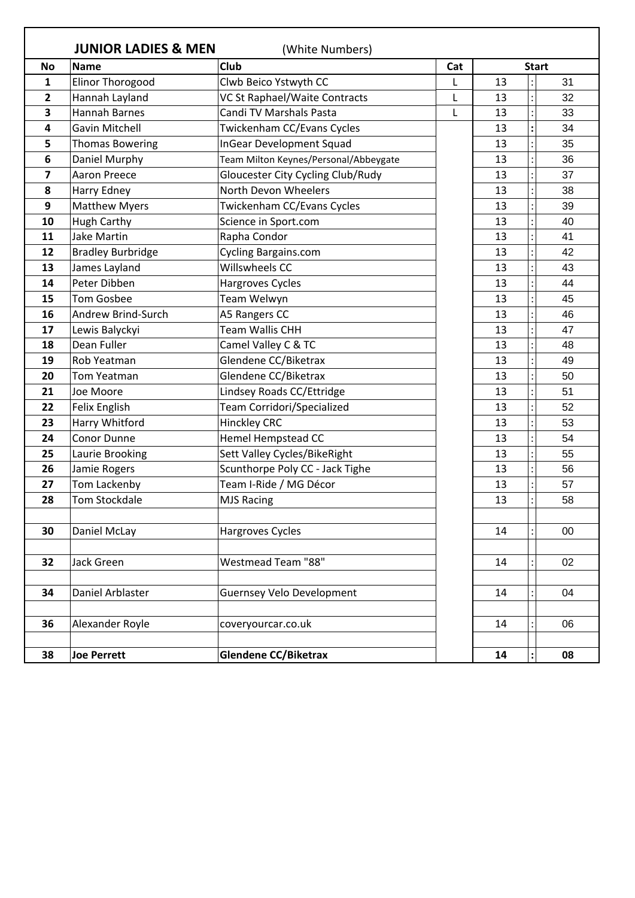## JUNIOR LADIES & MEN (White Numbers)

| No | Name | Club | Cat | Start | | |
|---|---|---|---|---|---|---|
| 1 | Elinor Thorogood | Clwb Beico Ystwyth CC | L | 13 | : | 31 |
| 2 | Hannah Layland | VC St Raphael/Waite Contracts | L | 13 | : | 32 |
| 3 | Hannah Barnes | Candi TV Marshals Pasta | L | 13 | : | 33 |
| 4 | Gavin Mitchell | Twickenham CC/Evans Cycles | | 13 | : | 34 |
| 5 | Thomas Bowering | InGear Development Squad | | 13 | : | 35 |
| 6 | Daniel Murphy | Team Milton Keynes/Personal/Abbeygate | | 13 | : | 36 |
| 7 | Aaron Preece | Gloucester City Cycling Club/Rudy | | 13 | : | 37 |
| 8 | Harry Edney | North Devon Wheelers | | 13 | : | 38 |
| 9 | Matthew Myers | Twickenham CC/Evans Cycles | | 13 | : | 39 |
| 10 | Hugh Carthy | Science in Sport.com | | 13 | : | 40 |
| 11 | Jake Martin | Rapha Condor | | 13 | : | 41 |
| 12 | Bradley Burbridge | Cycling Bargains.com | | 13 | : | 42 |
| 13 | James Layland | Willswheels CC | | 13 | : | 43 |
| 14 | Peter Dibben | Hargroves Cycles | | 13 | : | 44 |
| 15 | Tom Gosbee | Team Welwyn | | 13 | : | 45 |
| 16 | Andrew Brind-Surch | A5 Rangers CC | | 13 | : | 46 |
| 17 | Lewis Balyckyi | Team Wallis CHH | | 13 | : | 47 |
| 18 | Dean Fuller | Camel Valley C & TC | | 13 | : | 48 |
| 19 | Rob Yeatman | Glendene CC/Biketrax | | 13 | : | 49 |
| 20 | Tom Yeatman | Glendene CC/Biketrax | | 13 | : | 50 |
| 21 | Joe Moore | Lindsey Roads CC/Ettridge | | 13 | : | 51 |
| 22 | Felix English | Team Corridori/Specialized | | 13 | : | 52 |
| 23 | Harry Whitford | Hinckley CRC | | 13 | : | 53 |
| 24 | Conor Dunne | Hemel Hempstead CC | | 13 | : | 54 |
| 25 | Laurie Brooking | Sett Valley Cycles/BikeRight | | 13 | : | 55 |
| 26 | Jamie Rogers | Scunthorpe Poly CC - Jack Tighe | | 13 | : | 56 |
| 27 | Tom Lackenby | Team I-Ride / MG Décor | | 13 | : | 57 |
| 28 | Tom Stockdale | MJS Racing | | 13 | : | 58 |
| | | | | | | |
| 30 | Daniel McLay | Hargroves Cycles | | 14 | : | 00 |
| | | | | | | |
| 32 | Jack Green | Westmead Team "88" | | 14 | : | 02 |
| | | | | | | |
| 34 | Daniel Arblaster | Guernsey Velo Development | | 14 | : | 04 |
| | | | | | | |
| 36 | Alexander Royle | coveryourcar.co.uk | | 14 | : | 06 |
| | | | | | | |
| **38** | **Joe Perrett** | **Glendene CC/Biketrax** | | **14** | **:** | **08** |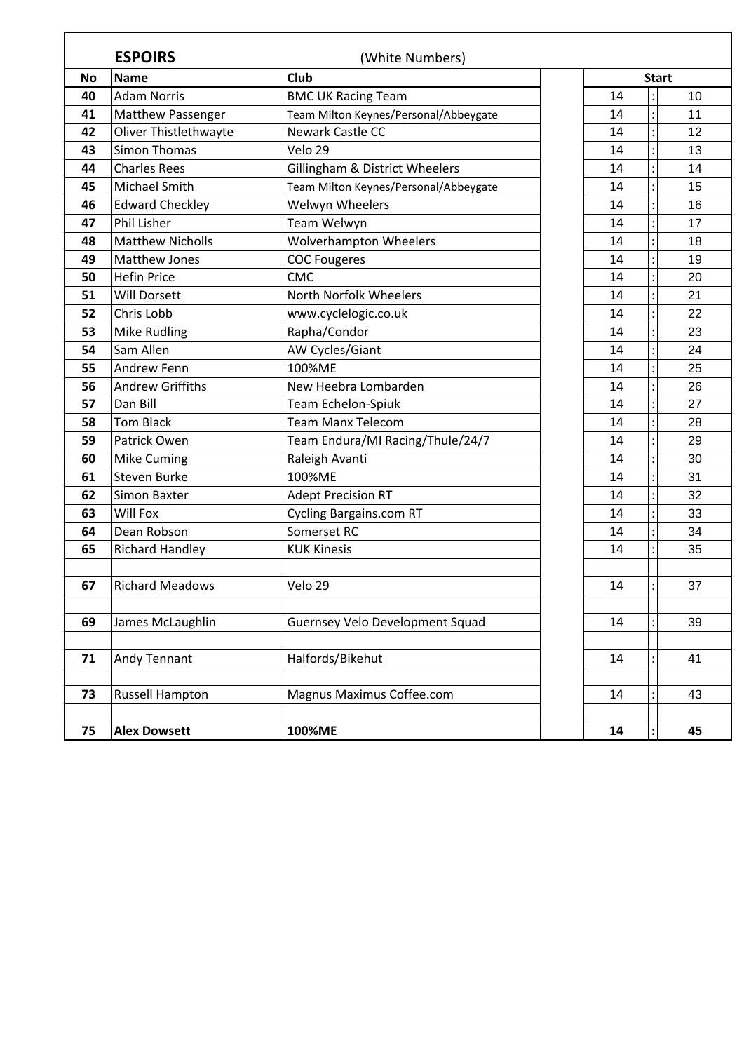**ESPOIRS** (White Numbers)

| No | Name | Club | | Start | | |
|---|---|---|---|---|---|---|
| 40 | Adam Norris | BMC UK Racing Team | | 14 | : | 10 |
| 41 | Matthew Passenger | Team Milton Keynes/Personal/Abbeygate | | 14 | : | 11 |
| 42 | Oliver Thistlethwayte | Newark Castle CC | | 14 | : | 12 |
| 43 | Simon Thomas | Velo 29 | | 14 | : | 13 |
| 44 | Charles Rees | Gillingham & District Wheelers | | 14 | : | 14 |
| 45 | Michael Smith | Team Milton Keynes/Personal/Abbeygate | | 14 | : | 15 |
| 46 | Edward Checkley | Welwyn Wheelers | | 14 | : | 16 |
| 47 | Phil Lisher | Team Welwyn | | 14 | : | 17 |
| 48 | Matthew Nicholls | Wolverhampton Wheelers | | 14 | : | 18 |
| 49 | Matthew Jones | COC Fougeres | | 14 | : | 19 |
| 50 | Hefin Price | CMC | | 14 | : | 20 |
| 51 | Will Dorsett | North Norfolk Wheelers | | 14 | : | 21 |
| 52 | Chris Lobb | www.cyclelogic.co.uk | | 14 | : | 22 |
| 53 | Mike Rudling | Rapha/Condor | | 14 | : | 23 |
| 54 | Sam Allen | AW Cycles/Giant | | 14 | : | 24 |
| 55 | Andrew Fenn | 100%ME | | 14 | : | 25 |
| 56 | Andrew Griffiths | New Heebra Lombarden | | 14 | : | 26 |
| 57 | Dan Bill | Team Echelon-Spiuk | | 14 | : | 27 |
| 58 | Tom Black | Team Manx Telecom | | 14 | : | 28 |
| 59 | Patrick Owen | Team Endura/MI Racing/Thule/24/7 | | 14 | : | 29 |
| 60 | Mike Cuming | Raleigh Avanti | | 14 | : | 30 |
| 61 | Steven Burke | 100%ME | | 14 | : | 31 |
| 62 | Simon Baxter | Adept Precision RT | | 14 | : | 32 |
| 63 | Will Fox | Cycling Bargains.com RT | | 14 | : | 33 |
| 64 | Dean Robson | Somerset RC | | 14 | : | 34 |
| 65 | Richard Handley | KUK Kinesis | | 14 | : | 35 |
| | | | | | | |
| 67 | Richard Meadows | Velo 29 | | 14 | : | 37 |
| | | | | | | |
| 69 | James McLaughlin | Guernsey Velo Development Squad | | 14 | : | 39 |
| | | | | | | |
| 71 | Andy Tennant | Halfords/Bikehut | | 14 | : | 41 |
| | | | | | | |
| 73 | Russell Hampton | Magnus Maximus Coffee.com | | 14 | : | 43 |
| | | | | | | |
| **75** | **Alex Dowsett** | **100%ME** | | **14** | **:** | **45** |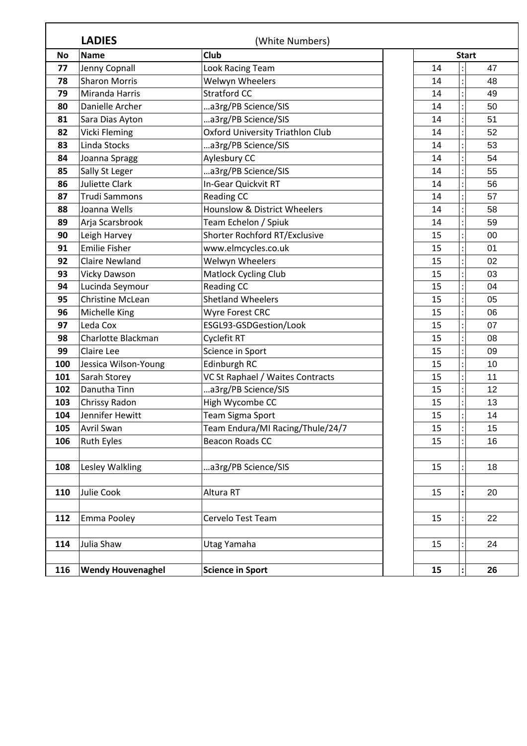**LADIES** (White Numbers)

| No | Name | Club | | Start | | |
|---|---|---|---|---|---|---|
| **77** | Jenny Copnall | Look Racing Team | | 14 | : | 47 |
| **78** | Sharon Morris | Welwyn Wheelers | | 14 | : | 48 |
| **79** | Miranda Harris | Stratford CC | | 14 | : | 49 |
| **80** | Danielle Archer | …a3rg/PB Science/SIS | | 14 | : | 50 |
| **81** | Sara Dias Ayton | …a3rg/PB Science/SIS | | 14 | : | 51 |
| **82** | Vicki Fleming | Oxford University Triathlon Club | | 14 | : | 52 |
| **83** | Linda Stocks | …a3rg/PB Science/SIS | | 14 | : | 53 |
| **84** | Joanna Spragg | Aylesbury CC | | 14 | : | 54 |
| **85** | Sally St Leger | …a3rg/PB Science/SIS | | 14 | : | 55 |
| **86** | Juliette Clark | In-Gear Quickvit RT | | 14 | : | 56 |
| **87** | Trudi Sammons | Reading CC | | 14 | : | 57 |
| **88** | Joanna Wells | Hounslow & District Wheelers | | 14 | : | 58 |
| **89** | Arja Scarsbrook | Team Echelon / Spiuk | | 14 | : | 59 |
| **90** | Leigh Harvey | Shorter Rochford RT/Exclusive | | 15 | : | 00 |
| **91** | Emilie Fisher | www.elmcycles.co.uk | | 15 | : | 01 |
| **92** | Claire Newland | Welwyn Wheelers | | 15 | : | 02 |
| **93** | Vicky Dawson | Matlock Cycling Club | | 15 | : | 03 |
| **94** | Lucinda Seymour | Reading CC | | 15 | : | 04 |
| **95** | Christine McLean | Shetland Wheelers | | 15 | : | 05 |
| **96** | Michelle King | Wyre Forest CRC | | 15 | : | 06 |
| **97** | Leda Cox | ESGL93-GSDGestion/Look | | 15 | : | 07 |
| **98** | Charlotte Blackman | Cyclefit RT | | 15 | : | 08 |
| **99** | Claire Lee | Science in Sport | | 15 | : | 09 |
| **100** | Jessica Wilson-Young | Edinburgh RC | | 15 | : | 10 |
| **101** | Sarah Storey | VC St Raphael / Waites Contracts | | 15 | : | 11 |
| **102** | Danutha Tinn | …a3rg/PB Science/SIS | | 15 | : | 12 |
| **103** | Chrissy Radon | High Wycombe CC | | 15 | : | 13 |
| **104** | Jennifer Hewitt | Team Sigma Sport | | 15 | : | 14 |
| **105** | Avril Swan | Team Endura/MI Racing/Thule/24/7 | | 15 | : | 15 |
| **106** | Ruth Eyles | Beacon Roads CC | | 15 | : | 16 |
| | | | | | | |
| **108** | Lesley Walkling | …a3rg/PB Science/SIS | | 15 | : | 18 |
| | | | | | | |
| **110** | Julie Cook | Altura RT | | 15 | : | 20 |
| | | | | | | |
| **112** | Emma Pooley | Cervelo Test Team | | 15 | : | 22 |
| | | | | | | |
| **114** | Julia Shaw | Utag Yamaha | | 15 | : | 24 |
| | | | | | | |
| **116** | **Wendy Houvenaghel** | **Science in Sport** | | **15** | **:** | **26** |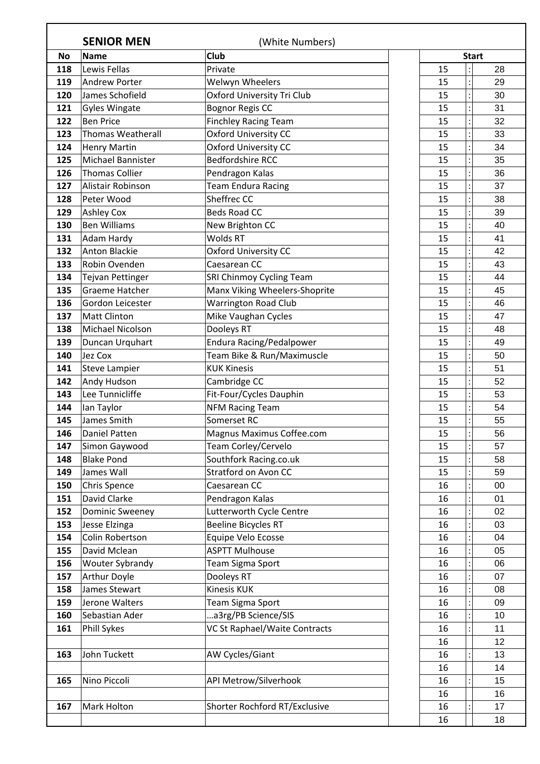## SENIOR MEN (White Numbers)

| No | Name | Club | | Start | | |
|---|---|---|---|---|---|---|
| 118 | Lewis Fellas | Private | | 15 | : | 28 |
| 119 | Andrew Porter | Welwyn Wheelers | | 15 | : | 29 |
| 120 | James Schofield | Oxford University Tri Club | | 15 | : | 30 |
| 121 | Gyles Wingate | Bognor Regis CC | | 15 | : | 31 |
| 122 | Ben Price | Finchley Racing Team | | 15 | : | 32 |
| 123 | Thomas Weatherall | Oxford University CC | | 15 | : | 33 |
| 124 | Henry Martin | Oxford University CC | | 15 | : | 34 |
| 125 | Michael Bannister | Bedfordshire RCC | | 15 | : | 35 |
| 126 | Thomas Collier | Pendragon Kalas | | 15 | : | 36 |
| 127 | Alistair Robinson | Team Endura Racing | | 15 | : | 37 |
| 128 | Peter Wood | Sheffrec CC | | 15 | : | 38 |
| 129 | Ashley Cox | Beds Road CC | | 15 | : | 39 |
| 130 | Ben Williams | New Brighton CC | | 15 | : | 40 |
| 131 | Adam Hardy | Wolds RT | | 15 | : | 41 |
| 132 | Anton Blackie | Oxford University CC | | 15 | : | 42 |
| 133 | Robin Ovenden | Caesarean CC | | 15 | : | 43 |
| 134 | Tejvan Pettinger | SRI Chinmoy Cycling Team | | 15 | : | 44 |
| 135 | Graeme Hatcher | Manx Viking Wheelers-Shoprite | | 15 | : | 45 |
| 136 | Gordon Leicester | Warrington Road Club | | 15 | : | 46 |
| 137 | Matt Clinton | Mike Vaughan Cycles | | 15 | : | 47 |
| 138 | Michael Nicolson | Dooleys RT | | 15 | : | 48 |
| 139 | Duncan Urquhart | Endura Racing/Pedalpower | | 15 | : | 49 |
| 140 | Jez Cox | Team Bike & Run/Maximuscle | | 15 | : | 50 |
| 141 | Steve Lampier | KUK Kinesis | | 15 | : | 51 |
| 142 | Andy Hudson | Cambridge CC | | 15 | : | 52 |
| 143 | Lee Tunnicliffe | Fit-Four/Cycles Dauphin | | 15 | : | 53 |
| 144 | Ian Taylor | NFM Racing Team | | 15 | : | 54 |
| 145 | James Smith | Somerset RC | | 15 | : | 55 |
| 146 | Daniel Patten | Magnus Maximus Coffee.com | | 15 | : | 56 |
| 147 | Simon Gaywood | Team Corley/Cervelo | | 15 | : | 57 |
| 148 | Blake Pond | Southfork Racing.co.uk | | 15 | : | 58 |
| 149 | James Wall | Stratford on Avon CC | | 15 | : | 59 |
| 150 | Chris Spence | Caesarean CC | | 16 | : | 00 |
| 151 | David Clarke | Pendragon Kalas | | 16 | : | 01 |
| 152 | Dominic Sweeney | Lutterworth Cycle Centre | | 16 | : | 02 |
| 153 | Jesse Elzinga | Beeline Bicycles RT | | 16 | : | 03 |
| 154 | Colin Robertson | Equipe Velo Ecosse | | 16 | : | 04 |
| 155 | David Mclean | ASPTT Mulhouse | | 16 | : | 05 |
| 156 | Wouter Sybrandy | Team Sigma Sport | | 16 | : | 06 |
| 157 | Arthur Doyle | Dooleys RT | | 16 | : | 07 |
| 158 | James Stewart | Kinesis KUK | | 16 | : | 08 |
| 159 | Jerone Walters | Team Sigma Sport | | 16 | : | 09 |
| 160 | Sebastian Ader | …a3rg/PB Science/SIS | | 16 | : | 10 |
| 161 | Phill Sykes | VC St Raphael/Waite Contracts | | 16 | : | 11 |
| | | | | 16 | | 12 |
| 163 | John Tuckett | AW Cycles/Giant | | 16 | : | 13 |
| | | | | 16 | | 14 |
| 165 | Nino Piccoli | API Metrow/Silverhook | | 16 | : | 15 |
| | | | | 16 | | 16 |
| 167 | Mark Holton | Shorter Rochford RT/Exclusive | | 16 | : | 17 |
| | | | | 16 | | 18 |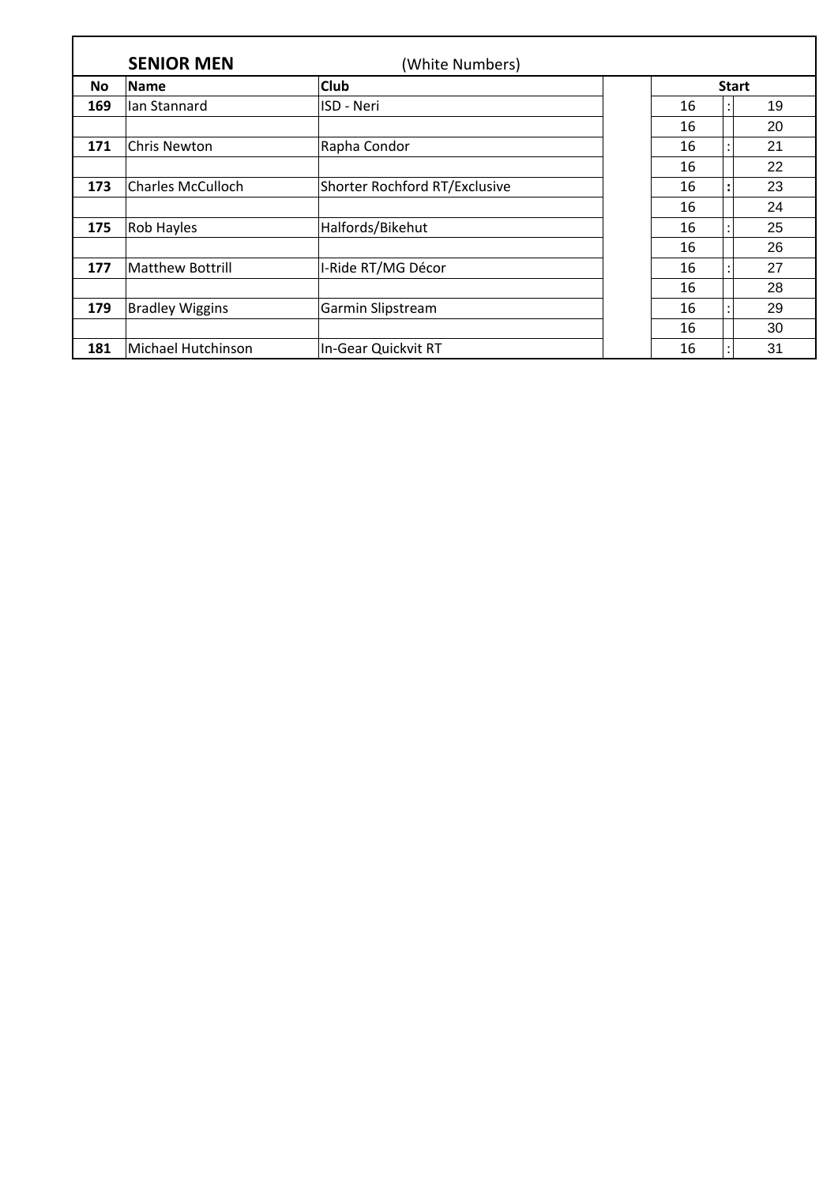**SENIOR MEN** (White Numbers)

| No | Name | Club | | Start | | |
|---|---|---|---|---|---|---|
| **169** | Ian Stannard | ISD - Neri | | 16 | : | 19 |
| | | | | 16 | | 20 |
| **171** | Chris Newton | Rapha Condor | | 16 | : | 21 |
| | | | | 16 | | 22 |
| **173** | Charles McCulloch | Shorter Rochford RT/Exclusive | | 16 | : | 23 |
| | | | | 16 | | 24 |
| **175** | Rob Hayles | Halfords/Bikehut | | 16 | : | 25 |
| | | | | 16 | | 26 |
| **177** | Matthew Bottrill | I-Ride RT/MG Décor | | 16 | : | 27 |
| | | | | 16 | | 28 |
| **179** | Bradley Wiggins | Garmin Slipstream | | 16 | : | 29 |
| | | | | 16 | | 30 |
| **181** | Michael Hutchinson | In-Gear Quickvit RT | | 16 | : | 31 |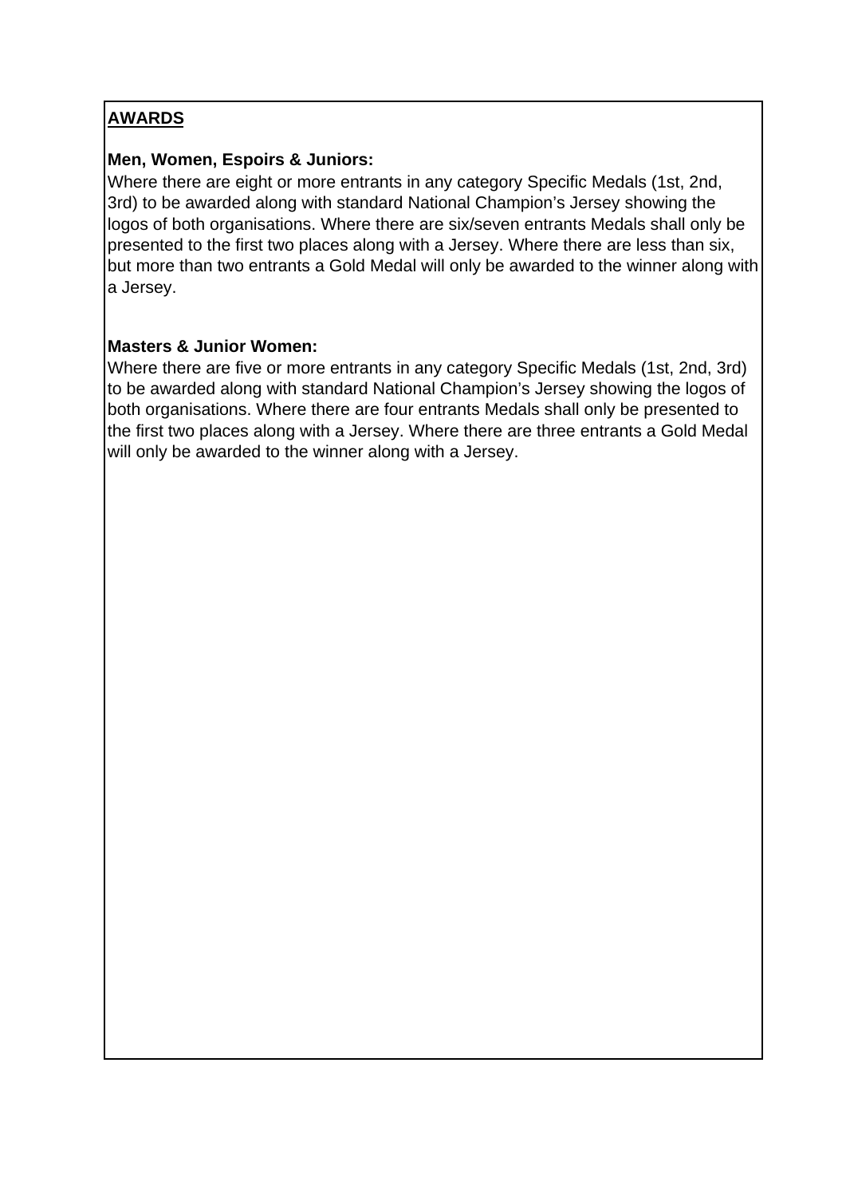## AWARDS

**Men, Women, Espoirs & Juniors:**
Where there are eight or more entrants in any category Specific Medals (1st, 2nd, 3rd) to be awarded along with standard National Champion's Jersey showing the logos of both organisations. Where there are six/seven entrants Medals shall only be presented to the first two places along with a Jersey. Where there are less than six, but more than two entrants a Gold Medal will only be awarded to the winner along with a Jersey.

**Masters & Junior Women:**
Where there are five or more entrants in any category Specific Medals (1st, 2nd, 3rd) to be awarded along with standard National Champion's Jersey showing the logos of both organisations. Where there are four entrants Medals shall only be presented to the first two places along with a Jersey. Where there are three entrants a Gold Medal will only be awarded to the winner along with a Jersey.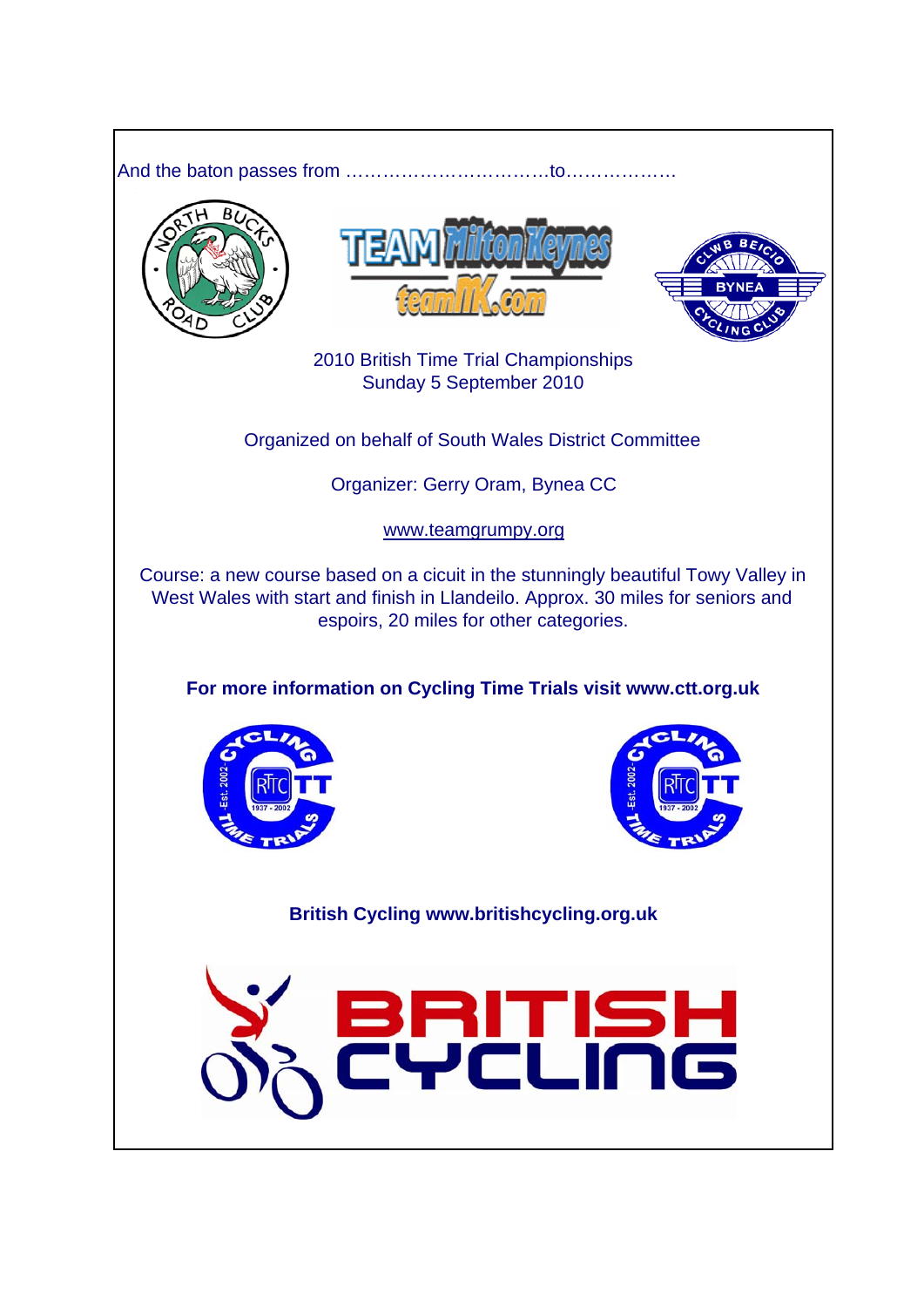And the baton passes from ……………………………to………………

2010 British Time Trial Championships
Sunday 5 September 2010

Organized on behalf of South Wales District Committee

Organizer: Gerry Oram, Bynea CC

www.teamgrumpy.org

Course: a new course based on a cicuit in the stunningly beautiful Towy Valley in West Wales with start and finish in Llandeilo. Approx. 30 miles for seniors and espoirs, 20 miles for other categories.

**For more information on Cycling Time Trials visit www.ctt.org.uk**

**British Cycling www.britishcycling.org.uk**